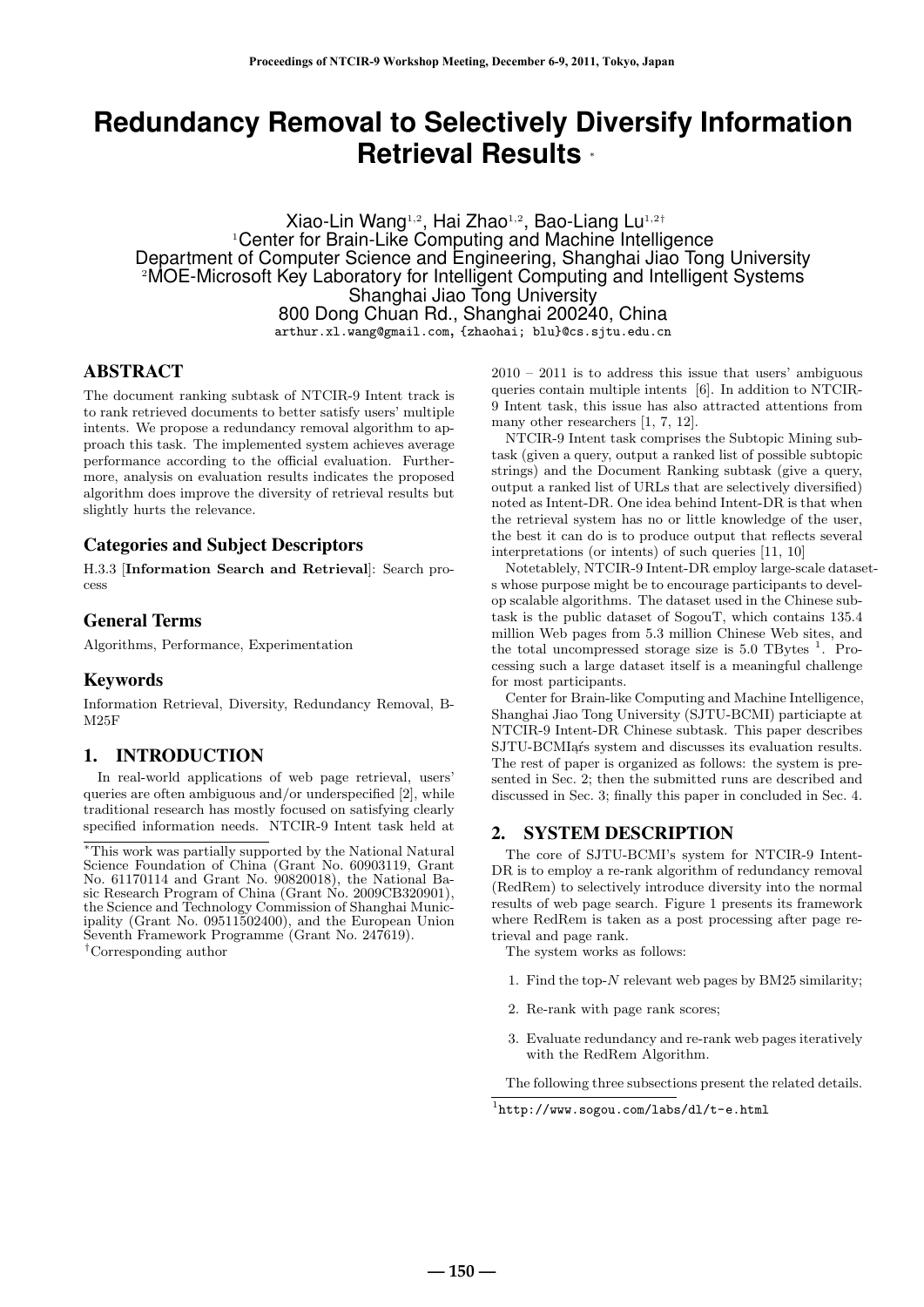# Redundancy Removal to Selectively Diversify Information Retrieval Results *

Xiao-Lin Wang[1,2], Hai Zhao[1,2], Bao-Liang Lu[1,2†]

[1]Center for Brain-Like Computing and Machine Intelligence
Department of Computer Science and Engineering, Shanghai Jiao Tong University
[2]MOE-Microsoft Key Laboratory for Intelligent Computing and Intelligent Systems
Shanghai Jiao Tong University
800 Dong Chuan Rd., Shanghai 200240, China
arthur.xl.wang@gmail.com, {zhaohai; blu}@cs.sjtu.edu.cn

## ABSTRACT

The document ranking subtask of NTCIR-9 Intent track is to rank retrieved documents to better satisfy users' multiple intents. We propose a redundancy removal algorithm to approach this task. The implemented system achieves average performance according to the official evaluation. Furthermore, analysis on evaluation results indicates the proposed algorithm does improve the diversity of retrieval results but slightly hurts the relevance.

### Categories and Subject Descriptors

H.3.3 [**Information Search and Retrieval**]: Search process

### General Terms

Algorithms, Performance, Experimentation

### Keywords

Information Retrieval, Diversity, Redundancy Removal, BM25F

## 1. INTRODUCTION

In real-world applications of web page retrieval, users' queries are often ambiguous and/or underspecified [2], while traditional research has mostly focused on satisfying clearly specified information needs. NTCIR-9 Intent task held at 2010 – 2011 is to address this issue that users' ambiguous queries contain multiple intents [6]. In addition to NTCIR-9 Intent task, this issue has also attracted attentions from many other researchers [1, 7, 12].

NTCIR-9 Intent task comprises the Subtopic Mining subtask (given a query, output a ranked list of possible subtopic strings) and the Document Ranking subtask (give a query, output a ranked list of URLs that are selectively diversified) noted as Intent-DR. One idea behind Intent-DR is that when the retrieval system has no or little knowledge of the user, the best it can do is to produce output that reflects several interpretations (or intents) of such queries [11, 10]

Notetablely, NTCIR-9 Intent-DR employ large-scale datasets whose purpose might be to encourage participants to develop scalable algorithms. The dataset used in the Chinese subtask is the public dataset of SogouT, which contains 135.4 million Web pages from 5.3 million Chinese Web sites, and the total uncompressed storage size is 5.0 TBytes [1]. Processing such a large dataset itself is a meaningful challenge for most participants.

Center for Brain-like Computing and Machine Intelligence, Shanghai Jiao Tong University (SJTU-BCMI) particiapte at NTCIR-9 Intent-DR Chinese subtask. This paper describes SJTU-BCMIąŕs system and discusses its evaluation results. The rest of paper is organized as follows: the system is presented in Sec. 2; then the submitted runs are described and discussed in Sec. 3; finally this paper in concluded in Sec. 4.

## 2. SYSTEM DESCRIPTION

The core of SJTU-BCMI's system for NTCIR-9 Intent-DR is to employ a re-rank algorithm of redundancy removal (RedRem) to selectively introduce diversity into the normal results of web page search. Figure 1 presents its framework where RedRem is taken as a post processing after page retrieval and page rank.

The system works as follows:

1. Find the top-$N$ relevant web pages by BM25 similarity;
2. Re-rank with page rank scores;
3. Evaluate redundancy and re-rank web pages iteratively with the RedRem Algorithm.

The following three subsections present the related details.

*This work was partially supported by the National Natural Science Foundation of China (Grant No. 60903119, Grant No. 61170114 and Grant No. 90820018), the National Basic Research Program of China (Grant No. 2009CB320901), the Science and Technology Commission of Shanghai Municipality (Grant No. 09511502400), and the European Union Seventh Framework Programme (Grant No. 247619).

†Corresponding author

[1]http://www.sogou.com/labs/dl/t-e.html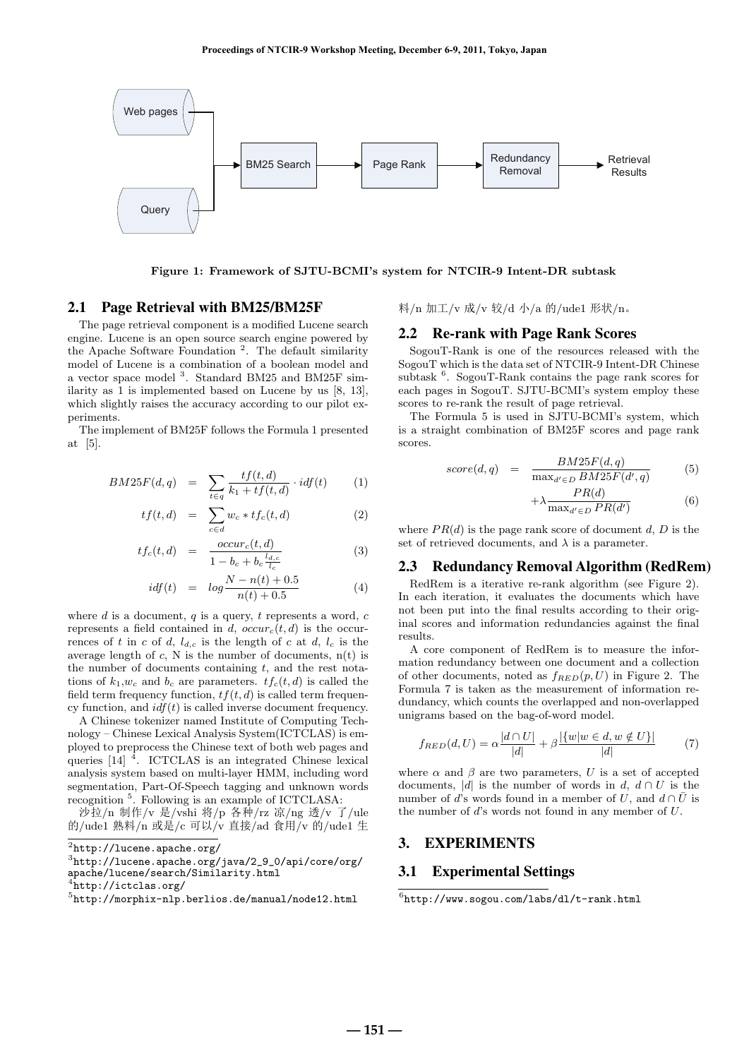Figure 1: Framework of SJTU-BCMI's system for NTCIR-9 Intent-DR subtask

## 2.1 Page Retrieval with BM25/BM25F

The page retrieval component is a modified Lucene search engine. Lucene is an open source search engine powered by the Apache Software Foundation [2]. The default similarity model of Lucene is a combination of a boolean model and a vector space model [3]. Standard BM25 and BM25F similarity as 1 is implemented based on Lucene by us [8, 13], which slightly raises the accuracy according to our pilot experiments.

The implement of BM25F follows the Formula 1 presented at [5].

$$BM25F(d,q) = \sum_{t \in q} \frac{tf(t,d)}{k_1 + tf(t,d)} \cdot idf(t) \quad (1)$$

$$tf(t,d) = \sum_{c \in d} w_c * tf_c(t,d) \quad (2)$$

$$tf_c(t,d) = \frac{occur_c(t,d)}{1 - b_c + b_c \frac{l_{d,c}}{l_c}} \quad (3)$$

$$idf(t) = log \frac{N - n(t) + 0.5}{n(t) + 0.5} \quad (4)$$

where $d$ is a document, $q$ is a query, $t$ represents a word, $c$ represents a field contained in $d$, $occur_c(t,d)$ is the occurrences of $t$ in $c$ of $d$, $l_{d,c}$ is the length of $c$ at $d$, $l_c$ is the average length of $c$, N is the number of documents, n(t) is the number of documents containing $t$, and the rest notations of $k_1$,$w_c$ and $b_c$ are parameters. $tf_c(t,d)$ is called the field term frequency function, $tf(t,d)$ is called term frequency function, and $idf(t)$ is called inverse document frequency.

A Chinese tokenizer named Institute of Computing Technology – Chinese Lexical Analysis System(ICTCLAS) is employed to preprocess the Chinese text of both web pages and queries [14] [4]. ICTCLAS is an integrated Chinese lexical analysis system based on multi-layer HMM, including word segmentation, Part-Of-Speech tagging and unknown words recognition [5]. Following is an example of ICTCLASA:

沙拉/n 制作/v 是/vshi 将/p 各种/rz 凉/ng 透/v 了/ule 的/ude1 熟料/n 或是/c 可以/v 直接/ad 食用/v 的/ude1 生料/n 加工/v 成/v 较/d 小/a 的/ude1 形状/n。

[2] http://lucene.apache.org/

[3] http://lucene.apache.org/java/2_9_0/api/core/org/apache/lucene/search/Similarity.html

[4] http://ictclas.org/

[5] http://morphix-nlp.berlios.de/manual/node12.html

## 2.2 Re-rank with Page Rank Scores

SogouT-Rank is one of the resources released with the SogouT which is the data set of NTCIR-9 Intent-DR Chinese subtask [6]. SogouT-Rank contains the page rank scores for each pages in SogouT. SJTU-BCMI's system employ these scores to re-rank the result of page retrieval.

The Formula 5 is used in SJTU-BCMI's system, which is a straight combination of BM25F scores and page rank scores.

$$score(d,q) = \frac{BM25F(d,q)}{\max_{d' \in D} BM25F(d',q)} \quad (5)$$

$$+\lambda \frac{PR(d)}{\max_{d' \in D} PR(d')} \quad (6)$$

where $PR(d)$ is the page rank score of document $d$, $D$ is the set of retrieved documents, and $\lambda$ is a parameter.

## 2.3 Redundancy Removal Algorithm (RedRem)

RedRem is a iterative re-rank algorithm (see Figure 2). In each iteration, it evaluates the documents which have not been put into the final results according to their original scores and information redundancies against the final results.

A core component of RedRem is to measure the information redundancy between one document and a collection of other documents, noted as $f_{RED}(p,U)$ in Figure 2. The Formula 7 is taken as the measurement of information redundancy, which counts the overlapped and non-overlapped unigrams based on the bag-of-word model.

$$f_{RED}(d,U) = \alpha \frac{|d \cap U|}{|d|} + \beta \frac{|\{w | w \in d, w \notin U\}|}{|d|} \quad (7)$$

where $\alpha$ and $\beta$ are two parameters, $U$ is a set of accepted documents, $|d|$ is the number of words in $d$, $d \cap U$ is the number of $d$'s words found in a member of $U$, and $d \cap \bar{U}$ is the number of $d$'s words not found in any member of $U$.

# 3. EXPERIMENTS

## 3.1 Experimental Settings

[6] http://www.sogou.com/labs/dl/t-rank.html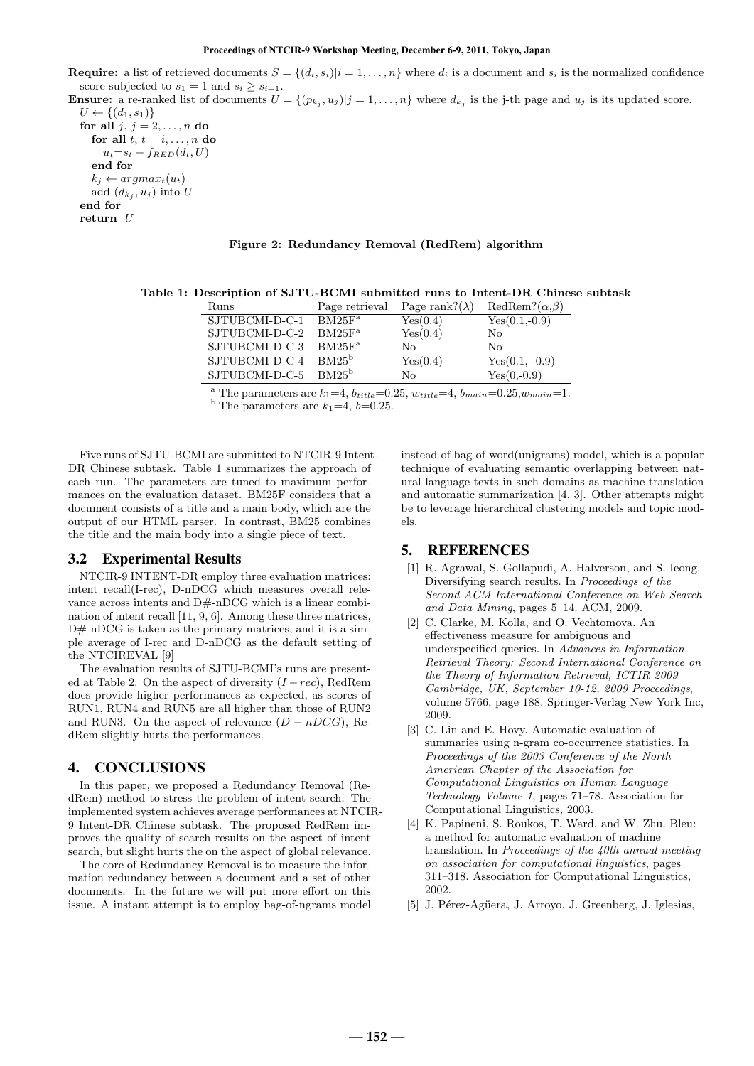**Require:** a list of retrieved documents $S = \{(d_i, s_i)|i = 1, \ldots, n\}$ where $d_i$ is a document and $s_i$ is the normalized confidence score subjected to $s_1 = 1$ and $s_i \geq s_{i+1}$.

**Ensure:** a re-ranked list of documents $U = \{(p_{k_j}, u_j)|j = 1, \ldots, n\}$ where $d_{k_j}$ is the j-th page and $u_j$ is its updated score.

```
U ← {(d_1, s_1)}
for all j, j = 2, ..., n do
    for all t, t = i, ..., n do
        u_t = s_t − f_RED(d_t, U)
    end for
    k_j ← argmax_t(u_t)
    add (d_{k_j}, u_j) into U
end for
return U
```

**Figure 2: Redundancy Removal (RedRem) algorithm**

**Table 1: Description of SJTU-BCMI submitted runs to Intent-DR Chinese subtask**

| Runs | Page retrieval | Page rank?($\lambda$) | RedRem?($\alpha$,$\beta$) |
|---|---|---|---|
| SJTUBCMI-D-C-1 | BM25F[a] | Yes(0.4) | Yes(0.1,-0.9) |
| SJTUBCMI-D-C-2 | BM25F[a] | Yes(0.4) | No |
| SJTUBCMI-D-C-3 | BM25F[a] | No | No |
| SJTUBCMI-D-C-4 | BM25[b] | Yes(0.4) | Yes(0.1, -0.9) |
| SJTUBCMI-D-C-5 | BM25[b] | No | Yes(0,-0.9) |

[a] The parameters are $k_1$=4, $b_{title}$=0.25, $w_{title}$=4, $b_{main}$=0.25,$w_{main}$=1.
[b] The parameters are $k_1$=4, $b$=0.25.

Five runs of SJTU-BCMI are submitted to NTCIR-9 Intent-DR Chinese subtask. Table 1 summarizes the approach of each run. The parameters are tuned to maximum performances on the evaluation dataset. BM25F considers that a document consists of a title and a main body, which are the output of our HTML parser. In contrast, BM25 combines the title and the main body into a single piece of text.

### 3.2 Experimental Results

NTCIR-9 INTENT-DR employ three evaluation matrices: intent recall(I-rec), D-nDCG which measures overall relevance across intents and D#-nDCG which is a linear combination of intent recall [11, 9, 6]. Among these three matrices, D#-nDCG is taken as the primary matrices, and it is a simple average of I-rec and D-nDCG as the default setting of the NTCIREVAL [9]

The evaluation results of SJTU-BCMI's runs are presented at Table 2. On the aspect of diversity ($I-rec$), RedRem does provide higher performances as expected, as scores of RUN1, RUN4 and RUN5 are all higher than those of RUN2 and RUN3. On the aspect of relevance ($D-nDCG$), RedRem slightly hurts the performances.

## 4. CONCLUSIONS

In this paper, we proposed a Redundancy Removal (RedRem) method to stress the problem of intent search. The implemented system achieves average performances at NTCIR-9 Intent-DR Chinese subtask. The proposed RedRem improves the quality of search results on the aspect of intent search, but slight hurts the on the aspect of global relevance.

The core of Redundancy Removal is to measure the information redundancy between a document and a set of other documents. In the future we will put more effort on this issue. A instant attempt is to employ bag-of-ngrams model instead of bag-of-word(unigrams) model, which is a popular technique of evaluating semantic overlapping between natural language texts in such domains as machine translation and automatic summarization [4, 3]. Other attempts might be to leverage hierarchical clustering models and topic models.

## 5. REFERENCES

[1] R. Agrawal, S. Gollapudi, A. Halverson, and S. Ieong. Diversifying search results. In *Proceedings of the Second ACM International Conference on Web Search and Data Mining*, pages 5–14. ACM, 2009.

[2] C. Clarke, M. Kolla, and O. Vechtomova. An effectiveness measure for ambiguous and underspecified queries. In *Advances in Information Retrieval Theory: Second International Conference on the Theory of Information Retrieval, ICTIR 2009 Cambridge, UK, September 10-12, 2009 Proceedings*, volume 5766, page 188. Springer-Verlag New York Inc, 2009.

[3] C. Lin and E. Hovy. Automatic evaluation of summaries using n-gram co-occurrence statistics. In *Proceedings of the 2003 Conference of the North American Chapter of the Association for Computational Linguistics on Human Language Technology-Volume 1*, pages 71–78. Association for Computational Linguistics, 2003.

[4] K. Papineni, S. Roukos, T. Ward, and W. Zhu. Bleu: a method for automatic evaluation of machine translation. In *Proceedings of the 40th annual meeting on association for computational linguistics*, pages 311–318. Association for Computational Linguistics, 2002.

[5] J. Pérez-Agüera, J. Arroyo, J. Greenberg, J. Iglesias,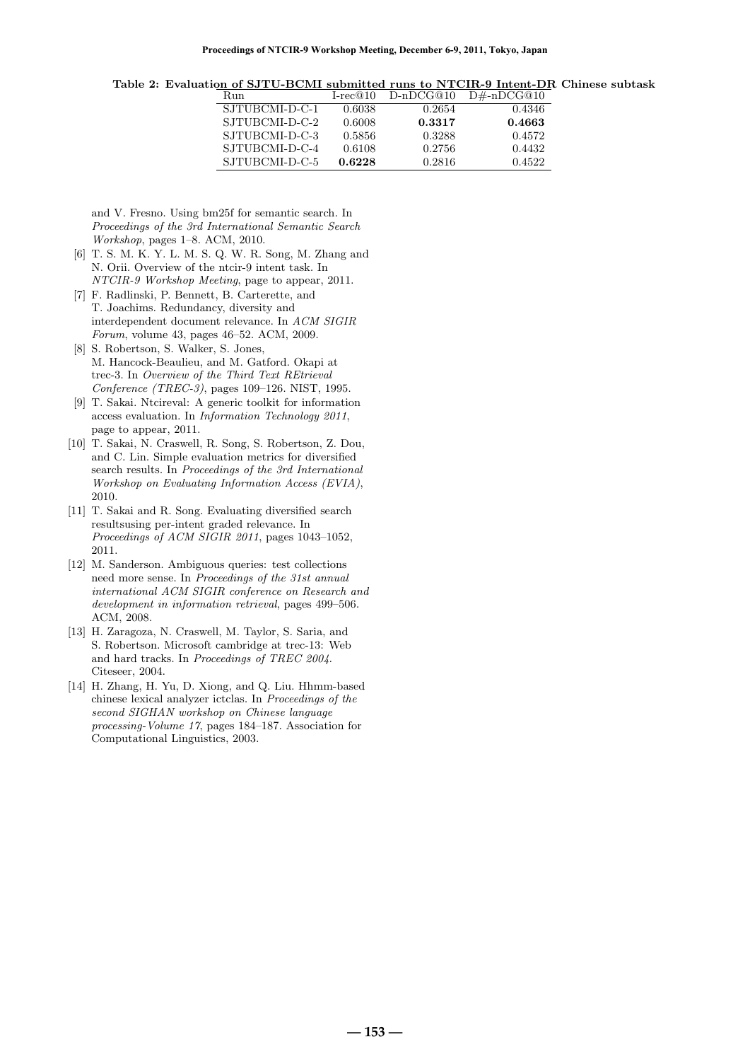Table 2: Evaluation of SJTU-BCMI submitted runs to NTCIR-9 Intent-DR Chinese subtask

| Run | I-rec@10 | D-nDCG@10 | D#-nDCG@10 |
|---|---|---|---|
| SJTUBCMI-D-C-1 | 0.6038 | 0.2654 | 0.4346 |
| SJTUBCMI-D-C-2 | 0.6008 | **0.3317** | **0.4663** |
| SJTUBCMI-D-C-3 | 0.5856 | 0.3288 | 0.4572 |
| SJTUBCMI-D-C-4 | 0.6108 | 0.2756 | 0.4432 |
| SJTUBCMI-D-C-5 | **0.6228** | 0.2816 | 0.4522 |

and V. Fresno. Using bm25f for semantic search. In *Proceedings of the 3rd International Semantic Search Workshop*, pages 1–8. ACM, 2010.

[6] T. S. M. K. Y. L. M. S. Q. W. R. Song, M. Zhang and N. Orii. Overview of the ntcir-9 intent task. In *NTCIR-9 Workshop Meeting*, page to appear, 2011.

[7] F. Radlinski, P. Bennett, B. Carterette, and T. Joachims. Redundancy, diversity and interdependent document relevance. In *ACM SIGIR Forum*, volume 43, pages 46–52. ACM, 2009.

[8] S. Robertson, S. Walker, S. Jones, M. Hancock-Beaulieu, and M. Gatford. Okapi at trec-3. In *Overview of the Third Text REtrieval Conference (TREC-3)*, pages 109–126. NIST, 1995.

[9] T. Sakai. Ntcireval: A generic toolkit for information access evaluation. In *Information Technology 2011*, page to appear, 2011.

[10] T. Sakai, N. Craswell, R. Song, S. Robertson, Z. Dou, and C. Lin. Simple evaluation metrics for diversified search results. In *Proceedings of the 3rd International Workshop on Evaluating Information Access (EVIA)*, 2010.

[11] T. Sakai and R. Song. Evaluating diversified search resultsusing per-intent graded relevance. In *Proceedings of ACM SIGIR 2011*, pages 1043–1052, 2011.

[12] M. Sanderson. Ambiguous queries: test collections need more sense. In *Proceedings of the 31st annual international ACM SIGIR conference on Research and development in information retrieval*, pages 499–506. ACM, 2008.

[13] H. Zaragoza, N. Craswell, M. Taylor, S. Saria, and S. Robertson. Microsoft cambridge at trec-13: Web and hard tracks. In *Proceedings of TREC 2004*. Citeseer, 2004.

[14] H. Zhang, H. Yu, D. Xiong, and Q. Liu. Hhmm-based chinese lexical analyzer ictclas. In *Proceedings of the second SIGHAN workshop on Chinese language processing-Volume 17*, pages 184–187. Association for Computational Linguistics, 2003.